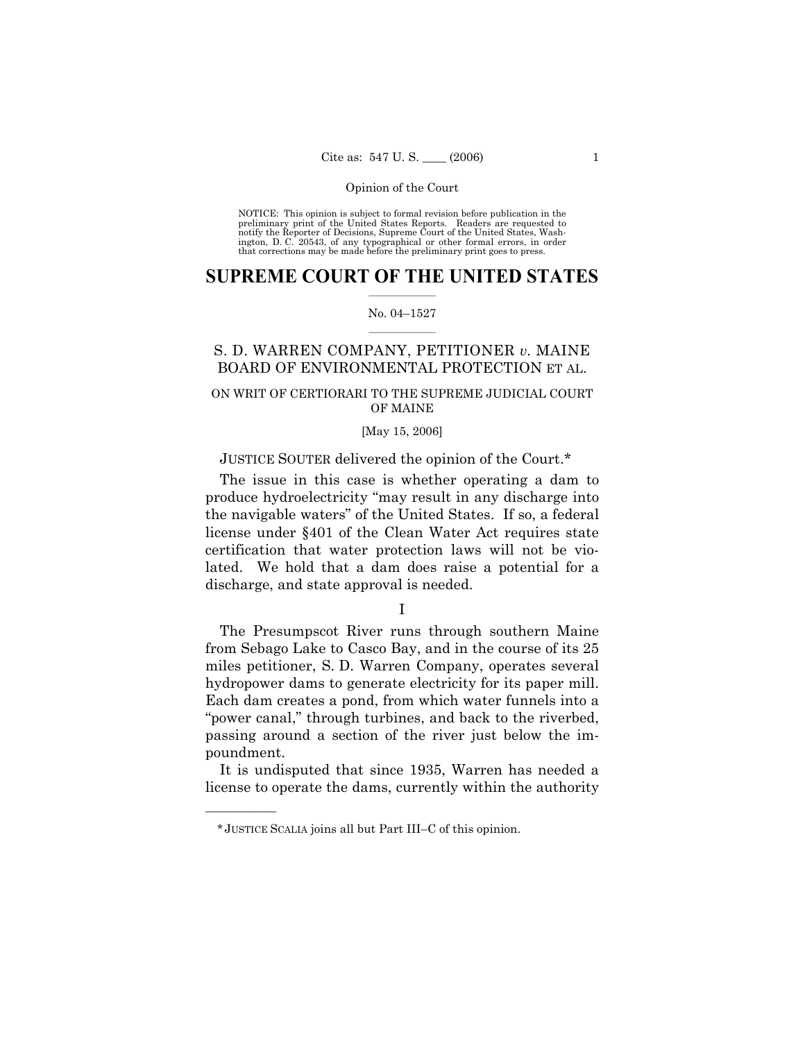NOTICE: This opinion is subject to formal revision before publication in the preliminary print of the United States Reports. Readers are requested to notify the Reporter of Decisions, Supreme Court of the United States, Washington, D. C. 20543, of any typographical or other formal errors, in order that corrections may be made before the preliminary print goes to press.

# SUPREME COURT OF THE UNITED STATES

No. 04–1527

## S. D. WARREN COMPANY, PETITIONER *v.* MAINE BOARD OF ENVIRONMENTAL PROTECTION ET AL.

ON WRIT OF CERTIORARI TO THE SUPREME JUDICIAL COURT OF MAINE

[May 15, 2006]

JUSTICE SOUTER delivered the opinion of the Court.*

The issue in this case is whether operating a dam to produce hydroelectricity "may result in any discharge into the navigable waters" of the United States. If so, a federal license under §401 of the Clean Water Act requires state certification that water protection laws will not be violated. We hold that a dam does raise a potential for a discharge, and state approval is needed.

I

The Presumpscot River runs through southern Maine from Sebago Lake to Casco Bay, and in the course of its 25 miles petitioner, S. D. Warren Company, operates several hydropower dams to generate electricity for its paper mill. Each dam creates a pond, from which water funnels into a "power canal," through turbines, and back to the riverbed, passing around a section of the river just below the impoundment.

It is undisputed that since 1935, Warren has needed a license to operate the dams, currently within the authority

---

*JUSTICE SCALIA joins all but Part III–C of this opinion.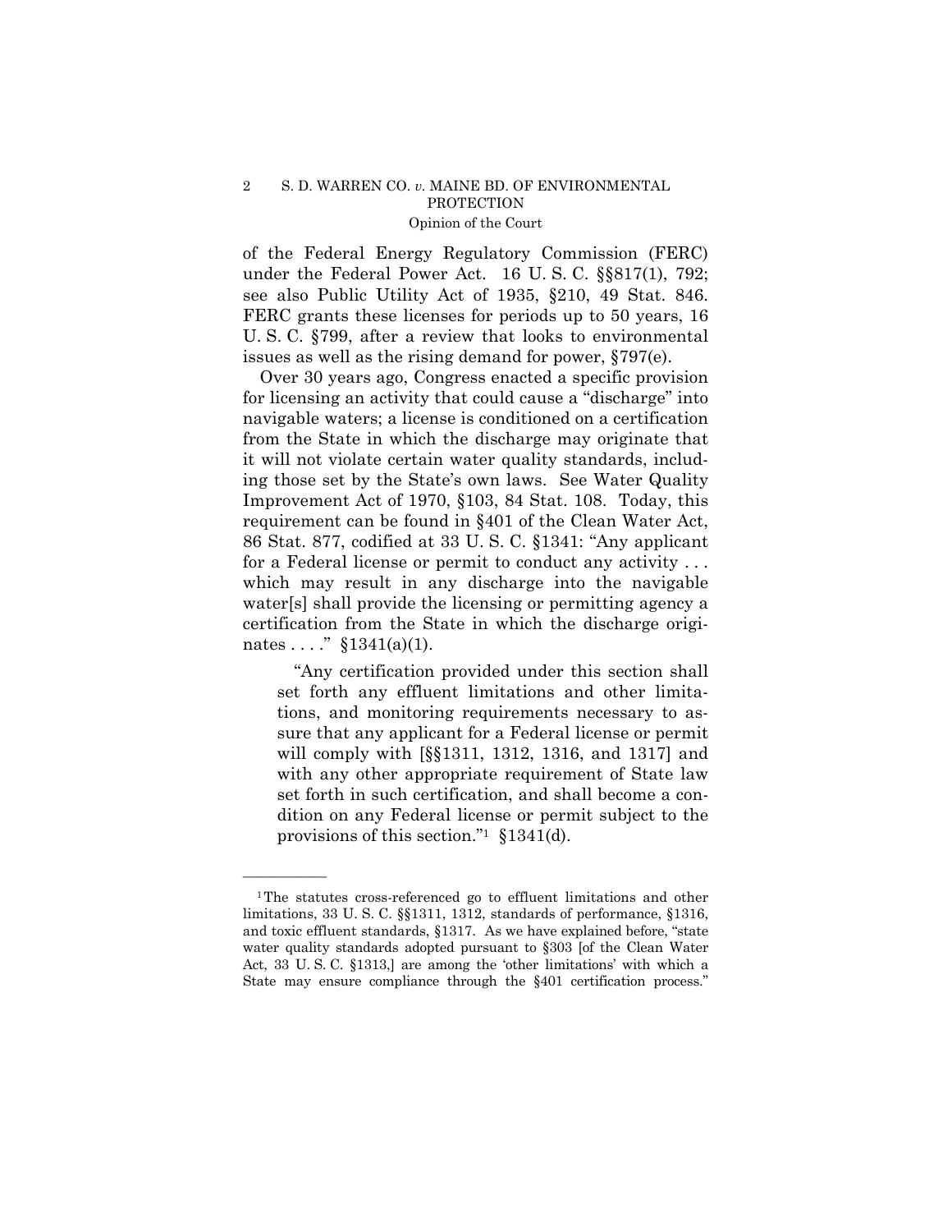of the Federal Energy Regulatory Commission (FERC) under the Federal Power Act. 16 U. S. C. §§817(1), 792; see also Public Utility Act of 1935, §210, 49 Stat. 846. FERC grants these licenses for periods up to 50 years, 16 U. S. C. §799, after a review that looks to environmental issues as well as the rising demand for power, §797(e).

Over 30 years ago, Congress enacted a specific provision for licensing an activity that could cause a "discharge" into navigable waters; a license is conditioned on a certification from the State in which the discharge may originate that it will not violate certain water quality standards, including those set by the State's own laws. See Water Quality Improvement Act of 1970, §103, 84 Stat. 108. Today, this requirement can be found in §401 of the Clean Water Act, 86 Stat. 877, codified at 33 U. S. C. §1341: "Any applicant for a Federal license or permit to conduct any activity . . . which may result in any discharge into the navigable water[s] shall provide the licensing or permitting agency a certification from the State in which the discharge originates . . . ." §1341(a)(1).

> "Any certification provided under this section shall set forth any effluent limitations and other limitations, and monitoring requirements necessary to assure that any applicant for a Federal license or permit will comply with [§§1311, 1312, 1316, and 1317] and with any other appropriate requirement of State law set forth in such certification, and shall become a condition on any Federal license or permit subject to the provisions of this section."[1] §1341(d).

---

[1] The statutes cross-referenced go to effluent limitations and other limitations, 33 U. S. C. §§1311, 1312, standards of performance, §1316, and toxic effluent standards, §1317. As we have explained before, "state water quality standards adopted pursuant to §303 [of the Clean Water Act, 33 U. S. C. §1313,] are among the 'other limitations' with which a State may ensure compliance through the §401 certification process."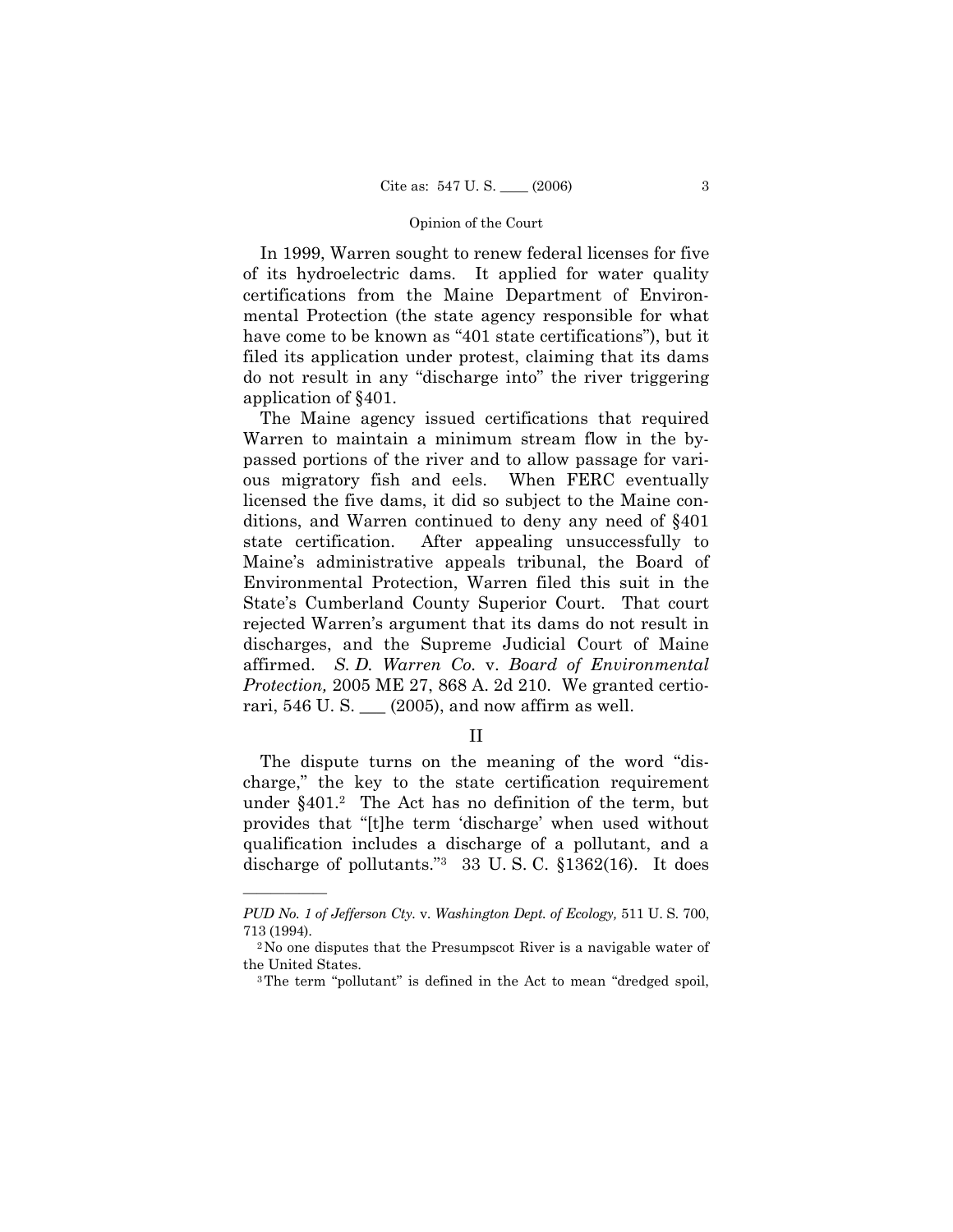In 1999, Warren sought to renew federal licenses for five of its hydroelectric dams. It applied for water quality certifications from the Maine Department of Environmental Protection (the state agency responsible for what have come to be known as "401 state certifications"), but it filed its application under protest, claiming that its dams do not result in any "discharge into" the river triggering application of §401.

The Maine agency issued certifications that required Warren to maintain a minimum stream flow in the bypassed portions of the river and to allow passage for various migratory fish and eels. When FERC eventually licensed the five dams, it did so subject to the Maine conditions, and Warren continued to deny any need of §401 state certification. After appealing unsuccessfully to Maine's administrative appeals tribunal, the Board of Environmental Protection, Warren filed this suit in the State's Cumberland County Superior Court. That court rejected Warren's argument that its dams do not result in discharges, and the Supreme Judicial Court of Maine affirmed. *S. D. Warren Co.* v. *Board of Environmental Protection,* 2005 ME 27, 868 A. 2d 210. We granted certiorari, 546 U. S. ___ (2005), and now affirm as well.

## II

The dispute turns on the meaning of the word "discharge," the key to the state certification requirement under §401.[2] The Act has no definition of the term, but provides that "[t]he term 'discharge' when used without qualification includes a discharge of a pollutant, and a discharge of pollutants."[3] 33 U. S. C. §1362(16). It does

---

*PUD No. 1 of Jefferson Cty.* v. *Washington Dept. of Ecology,* 511 U. S. 700, 713 (1994).

[2] No one disputes that the Presumpscot River is a navigable water of the United States.

[3] The term "pollutant" is defined in the Act to mean "dredged spoil,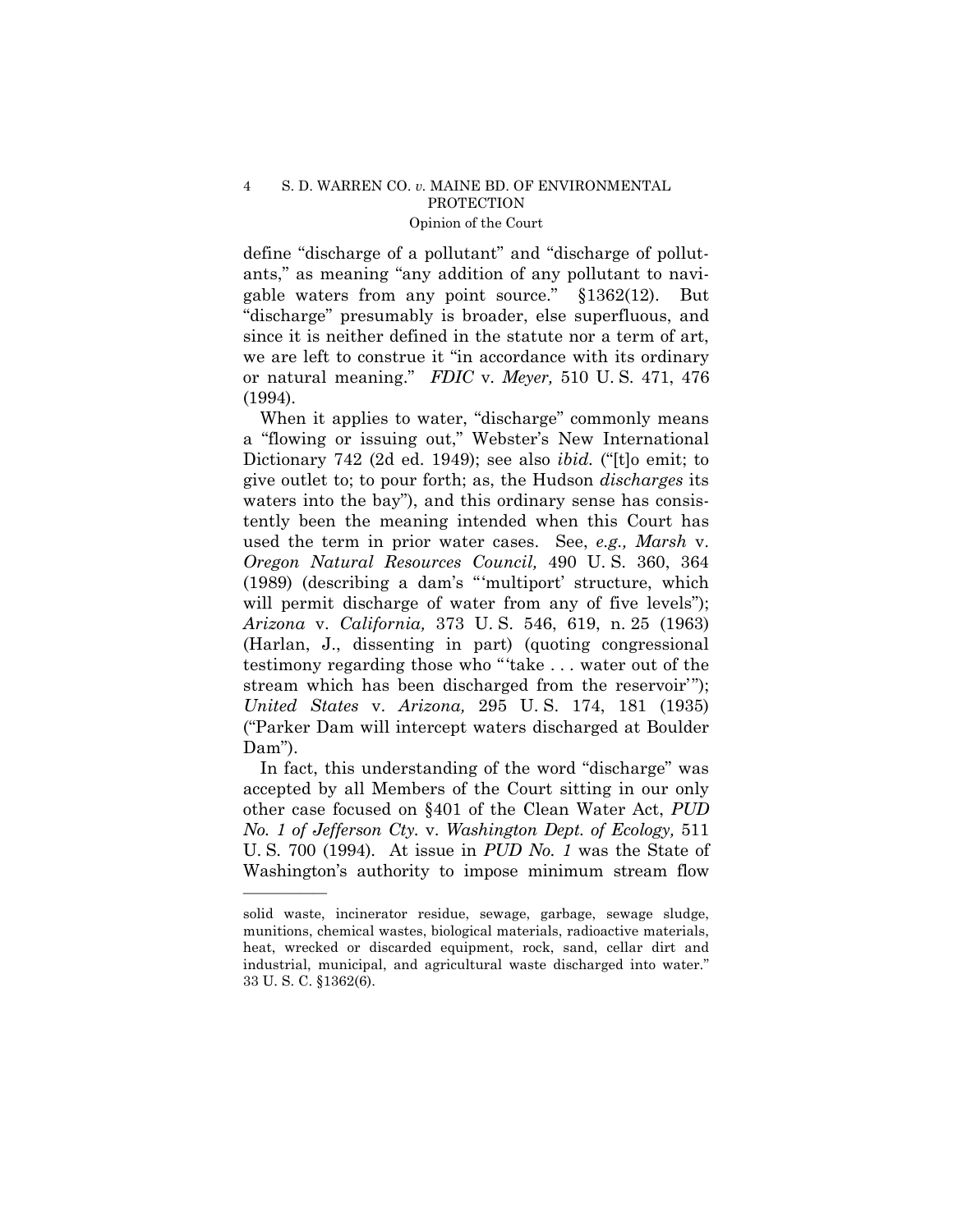define "discharge of a pollutant" and "discharge of pollutants," as meaning "any addition of any pollutant to navigable waters from any point source." §1362(12). But "discharge" presumably is broader, else superfluous, and since it is neither defined in the statute nor a term of art, we are left to construe it "in accordance with its ordinary or natural meaning." *FDIC* v. *Meyer,* 510 U. S. 471, 476 (1994).

When it applies to water, "discharge" commonly means a "flowing or issuing out," Webster's New International Dictionary 742 (2d ed. 1949); see also *ibid.* ("[t]o emit; to give outlet to; to pour forth; as, the Hudson *discharges* its waters into the bay"), and this ordinary sense has consistently been the meaning intended when this Court has used the term in prior water cases. See, *e.g., Marsh* v. *Oregon Natural Resources Council,* 490 U. S. 360, 364 (1989) (describing a dam's "'multiport' structure, which will permit discharge of water from any of five levels"); *Arizona* v. *California,* 373 U. S. 546, 619, n. 25 (1963) (Harlan, J., dissenting in part) (quoting congressional testimony regarding those who "'take . . . water out of the stream which has been discharged from the reservoir'"); *United States* v. *Arizona,* 295 U. S. 174, 181 (1935) ("Parker Dam will intercept waters discharged at Boulder Dam").

In fact, this understanding of the word "discharge" was accepted by all Members of the Court sitting in our only other case focused on §401 of the Clean Water Act, *PUD No. 1 of Jefferson Cty.* v. *Washington Dept. of Ecology,* 511 U. S. 700 (1994). At issue in *PUD No. 1* was the State of Washington's authority to impose minimum stream flow

---

solid waste, incinerator residue, sewage, garbage, sewage sludge, munitions, chemical wastes, biological materials, radioactive materials, heat, wrecked or discarded equipment, rock, sand, cellar dirt and industrial, municipal, and agricultural waste discharged into water." 33 U. S. C. §1362(6).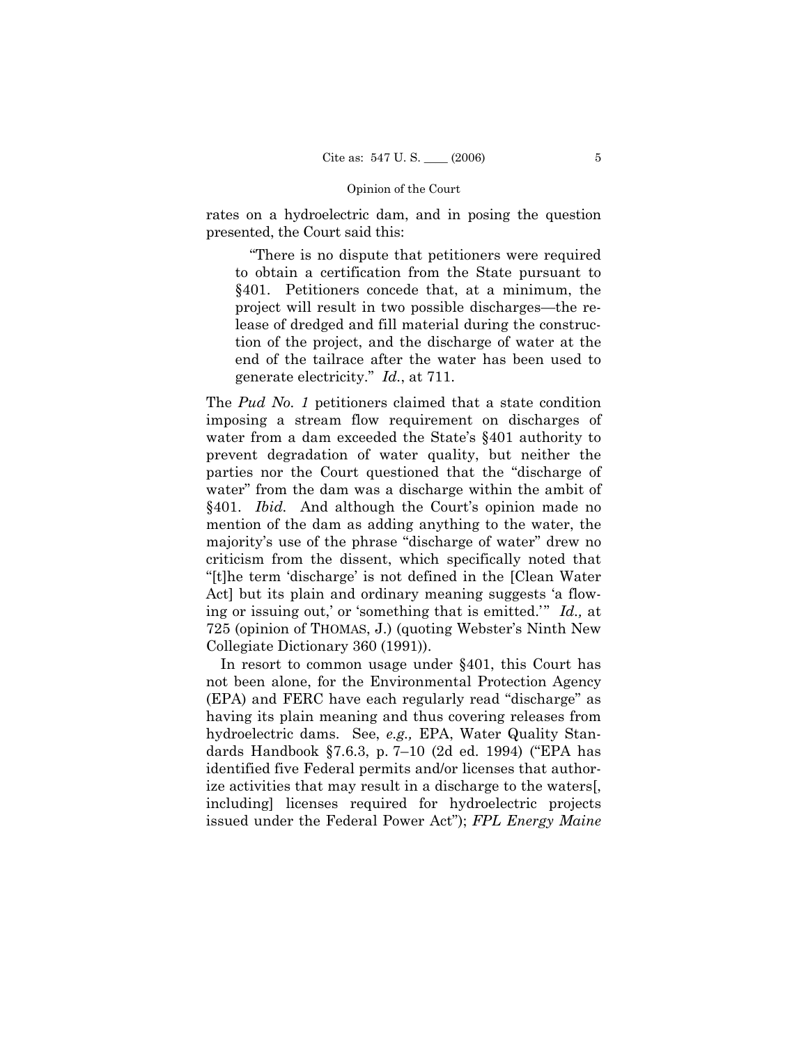rates on a hydroelectric dam, and in posing the question presented, the Court said this:

> "There is no dispute that petitioners were required to obtain a certification from the State pursuant to §401. Petitioners concede that, at a minimum, the project will result in two possible discharges—the release of dredged and fill material during the construction of the project, and the discharge of water at the end of the tailrace after the water has been used to generate electricity." *Id.*, at 711.

The *Pud No. 1* petitioners claimed that a state condition imposing a stream flow requirement on discharges of water from a dam exceeded the State's §401 authority to prevent degradation of water quality, but neither the parties nor the Court questioned that the "discharge of water" from the dam was a discharge within the ambit of §401. *Ibid.* And although the Court's opinion made no mention of the dam as adding anything to the water, the majority's use of the phrase "discharge of water" drew no criticism from the dissent, which specifically noted that "[t]he term 'discharge' is not defined in the [Clean Water Act] but its plain and ordinary meaning suggests 'a flowing or issuing out,' or 'something that is emitted.'" *Id.,* at 725 (opinion of THOMAS, J.) (quoting Webster's Ninth New Collegiate Dictionary 360 (1991)).

In resort to common usage under §401, this Court has not been alone, for the Environmental Protection Agency (EPA) and FERC have each regularly read "discharge" as having its plain meaning and thus covering releases from hydroelectric dams. See, *e.g.,* EPA, Water Quality Standards Handbook §7.6.3, p. 7–10 (2d ed. 1994) ("EPA has identified five Federal permits and/or licenses that authorize activities that may result in a discharge to the waters[, including] licenses required for hydroelectric projects issued under the Federal Power Act"); *FPL Energy Maine*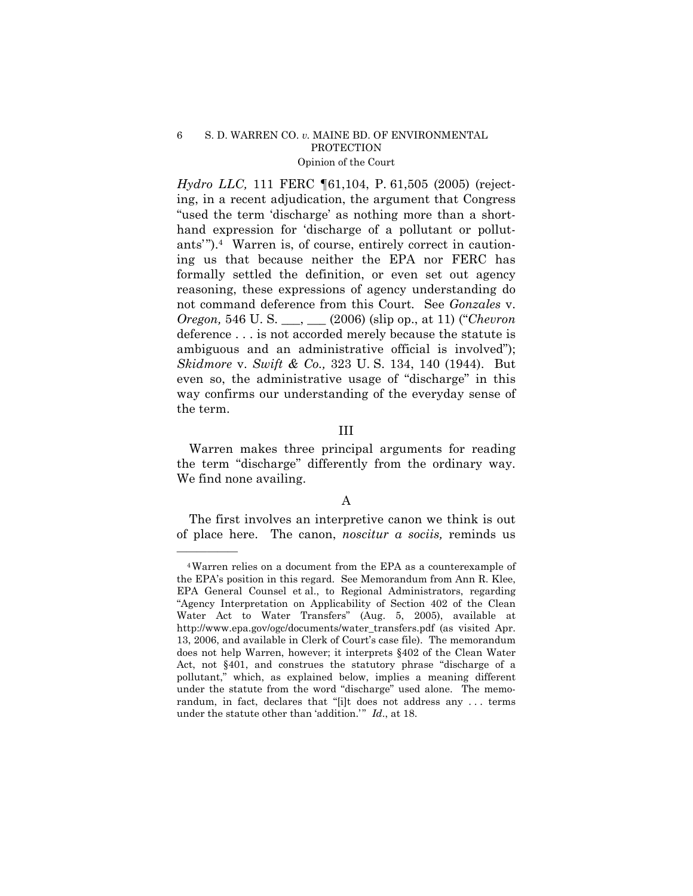*Hydro LLC,* 111 FERC ¶61,104, P. 61,505 (2005) (rejecting, in a recent adjudication, the argument that Congress "used the term 'discharge' as nothing more than a shorthand expression for 'discharge of a pollutant or pollutants'").[4] Warren is, of course, entirely correct in cautioning us that because neither the EPA nor FERC has formally settled the definition, or even set out agency reasoning, these expressions of agency understanding do not command deference from this Court. See *Gonzales* v. *Oregon,* 546 U. S. ___, ___ (2006) (slip op., at 11) ("*Chevron* deference . . . is not accorded merely because the statute is ambiguous and an administrative official is involved"); *Skidmore* v. *Swift & Co.,* 323 U. S. 134, 140 (1944). But even so, the administrative usage of "discharge" in this way confirms our understanding of the everyday sense of the term.

## III

Warren makes three principal arguments for reading the term "discharge" differently from the ordinary way. We find none availing.

### A

The first involves an interpretive canon we think is out of place here. The canon, *noscitur a sociis,* reminds us

---

[4] Warren relies on a document from the EPA as a counterexample of the EPA's position in this regard. See Memorandum from Ann R. Klee, EPA General Counsel et al., to Regional Administrators, regarding "Agency Interpretation on Applicability of Section 402 of the Clean Water Act to Water Transfers" (Aug. 5, 2005), available at http://www.epa.gov/ogc/documents/water_transfers.pdf (as visited Apr. 13, 2006, and available in Clerk of Court's case file). The memorandum does not help Warren, however; it interprets §402 of the Clean Water Act, not §401, and construes the statutory phrase "discharge of a pollutant," which, as explained below, implies a meaning different under the statute from the word "discharge" used alone. The memorandum, in fact, declares that "[i]t does not address any . . . terms under the statute other than 'addition.'" *Id*., at 18.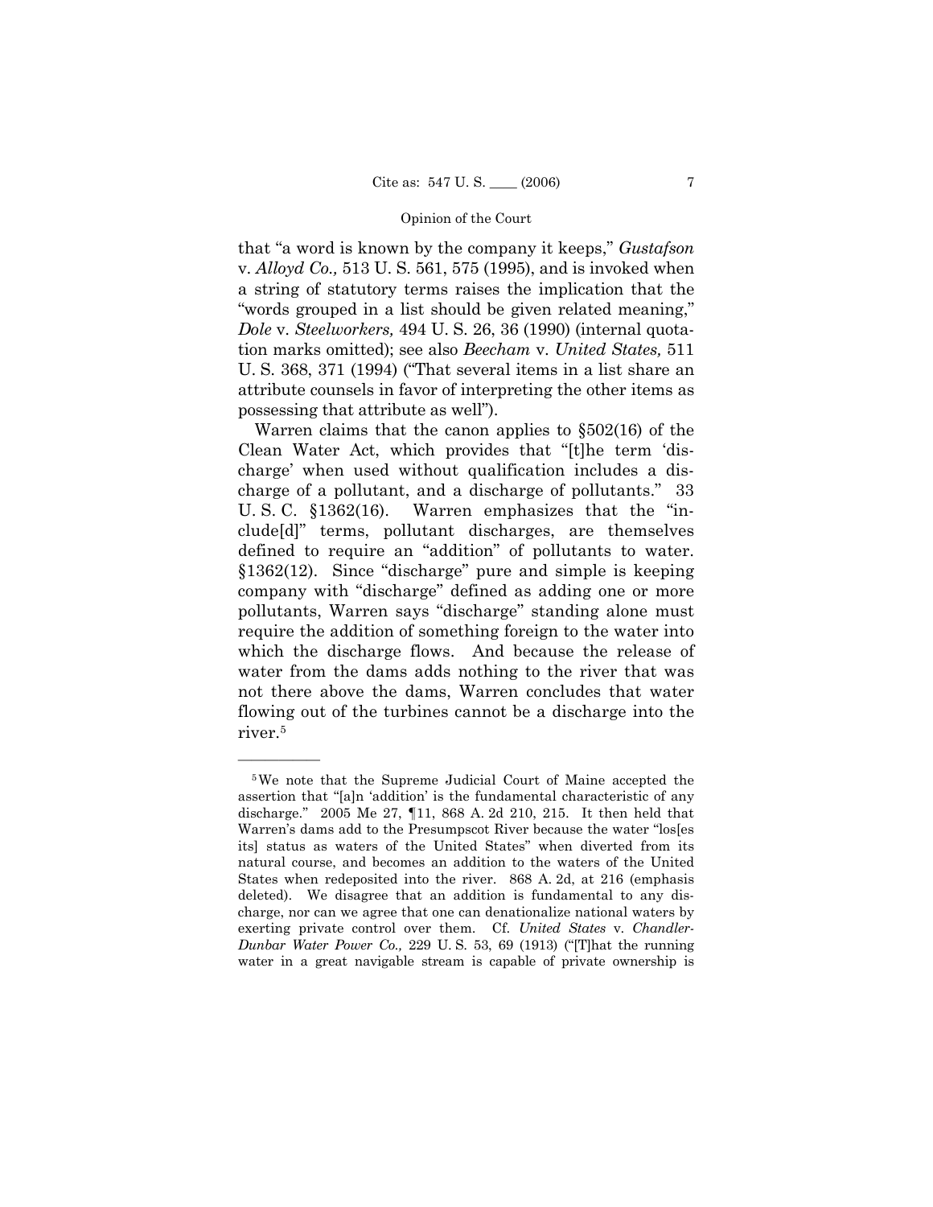that "a word is known by the company it keeps," *Gustafson* v. *Alloyd Co.,* 513 U. S. 561, 575 (1995), and is invoked when a string of statutory terms raises the implication that the "words grouped in a list should be given related meaning," *Dole* v. *Steelworkers,* 494 U. S. 26, 36 (1990) (internal quotation marks omitted); see also *Beecham* v. *United States,* 511 U. S. 368, 371 (1994) ("That several items in a list share an attribute counsels in favor of interpreting the other items as possessing that attribute as well").

Warren claims that the canon applies to §502(16) of the Clean Water Act, which provides that "[t]he term 'discharge' when used without qualification includes a discharge of a pollutant, and a discharge of pollutants." 33 U. S. C. §1362(16). Warren emphasizes that the "include[d]" terms, pollutant discharges, are themselves defined to require an "addition" of pollutants to water. §1362(12). Since "discharge" pure and simple is keeping company with "discharge" defined as adding one or more pollutants, Warren says "discharge" standing alone must require the addition of something foreign to the water into which the discharge flows. And because the release of water from the dams adds nothing to the river that was not there above the dams, Warren concludes that water flowing out of the turbines cannot be a discharge into the river.[5]

---

[5] We note that the Supreme Judicial Court of Maine accepted the assertion that "[a]n 'addition' is the fundamental characteristic of any discharge." 2005 Me 27, ¶11, 868 A. 2d 210, 215. It then held that Warren's dams add to the Presumpscot River because the water "los[es its] status as waters of the United States" when diverted from its natural course, and becomes an addition to the waters of the United States when redeposited into the river. 868 A. 2d, at 216 (emphasis deleted). We disagree that an addition is fundamental to any discharge, nor can we agree that one can denationalize national waters by exerting private control over them. Cf. *United States* v. *Chandler-Dunbar Water Power Co.,* 229 U. S. 53, 69 (1913) ("[T]hat the running water in a great navigable stream is capable of private ownership is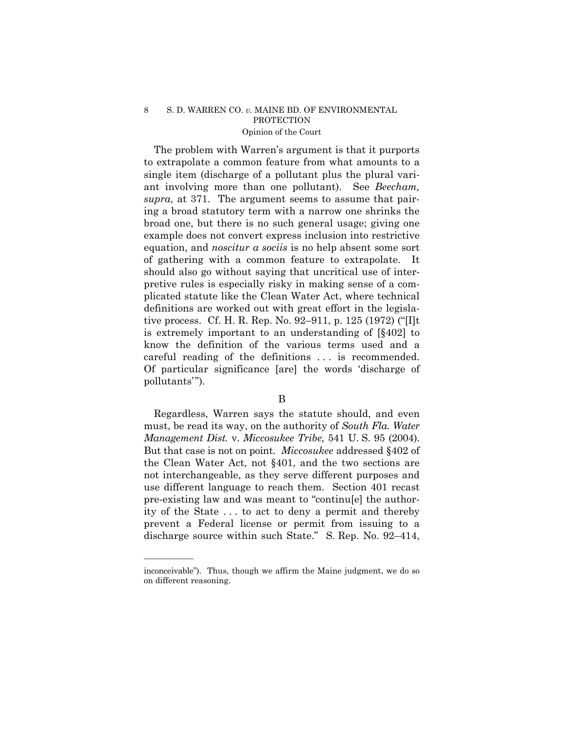The problem with Warren's argument is that it purports to extrapolate a common feature from what amounts to a single item (discharge of a pollutant plus the plural variant involving more than one pollutant). See *Beecham, supra,* at 371. The argument seems to assume that pairing a broad statutory term with a narrow one shrinks the broad one, but there is no such general usage; giving one example does not convert express inclusion into restrictive equation, and *noscitur a sociis* is no help absent some sort of gathering with a common feature to extrapolate. It should also go without saying that uncritical use of interpretive rules is especially risky in making sense of a complicated statute like the Clean Water Act, where technical definitions are worked out with great effort in the legislative process. Cf. H. R. Rep. No. 92–911, p. 125 (1972) ("[I]t is extremely important to an understanding of [§402] to know the definition of the various terms used and a careful reading of the definitions . . . is recommended. Of particular significance [are] the words 'discharge of pollutants'").

B

Regardless, Warren says the statute should, and even must, be read its way, on the authority of *South Fla. Water Management Dist.* v. *Miccosukee Tribe,* 541 U. S. 95 (2004). But that case is not on point. *Miccosukee* addressed §402 of the Clean Water Act, not §401, and the two sections are not interchangeable, as they serve different purposes and use different language to reach them. Section 401 recast pre-existing law and was meant to "continu[e] the authority of the State . . . to act to deny a permit and thereby prevent a Federal license or permit from issuing to a discharge source within such State." S. Rep. No. 92–414,

---

inconceivable"). Thus, though we affirm the Maine judgment, we do so on different reasoning.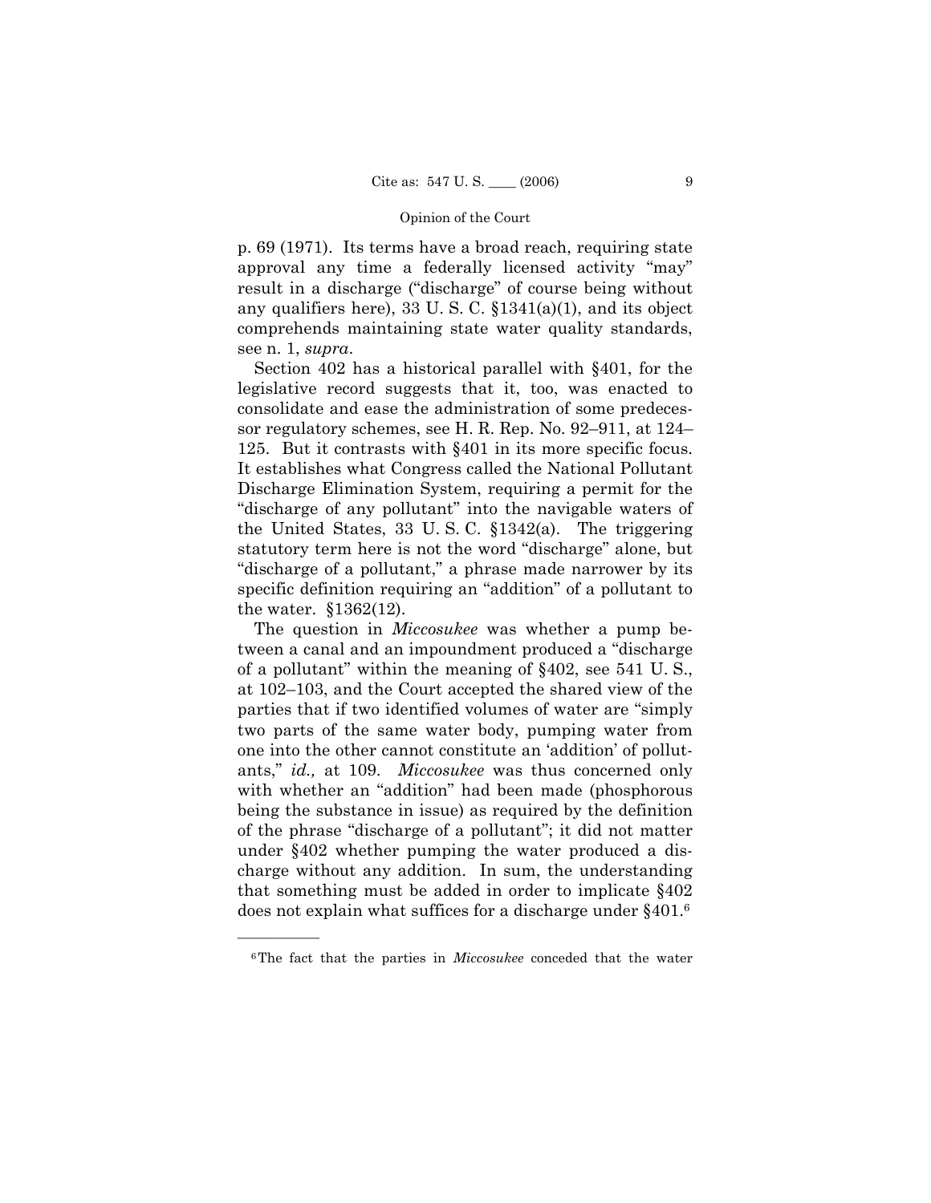p. 69 (1971). Its terms have a broad reach, requiring state approval any time a federally licensed activity "may" result in a discharge ("discharge" of course being without any qualifiers here), 33 U. S. C. §1341(a)(1), and its object comprehends maintaining state water quality standards, see n. 1, *supra*.

Section 402 has a historical parallel with §401, for the legislative record suggests that it, too, was enacted to consolidate and ease the administration of some predecessor regulatory schemes, see H. R. Rep. No. 92–911, at 124–125. But it contrasts with §401 in its more specific focus. It establishes what Congress called the National Pollutant Discharge Elimination System, requiring a permit for the "discharge of any pollutant" into the navigable waters of the United States, 33 U. S. C. §1342(a). The triggering statutory term here is not the word "discharge" alone, but "discharge of a pollutant," a phrase made narrower by its specific definition requiring an "addition" of a pollutant to the water. §1362(12).

The question in *Miccosukee* was whether a pump between a canal and an impoundment produced a "discharge of a pollutant" within the meaning of §402, see 541 U. S., at 102–103, and the Court accepted the shared view of the parties that if two identified volumes of water are "simply two parts of the same water body, pumping water from one into the other cannot constitute an 'addition' of pollutants," *id.,* at 109. *Miccosukee* was thus concerned only with whether an "addition" had been made (phosphorous being the substance in issue) as required by the definition of the phrase "discharge of a pollutant"; it did not matter under §402 whether pumping the water produced a discharge without any addition. In sum, the understanding that something must be added in order to implicate §402 does not explain what suffices for a discharge under §401.[6]

---

[6] The fact that the parties in *Miccosukee* conceded that the water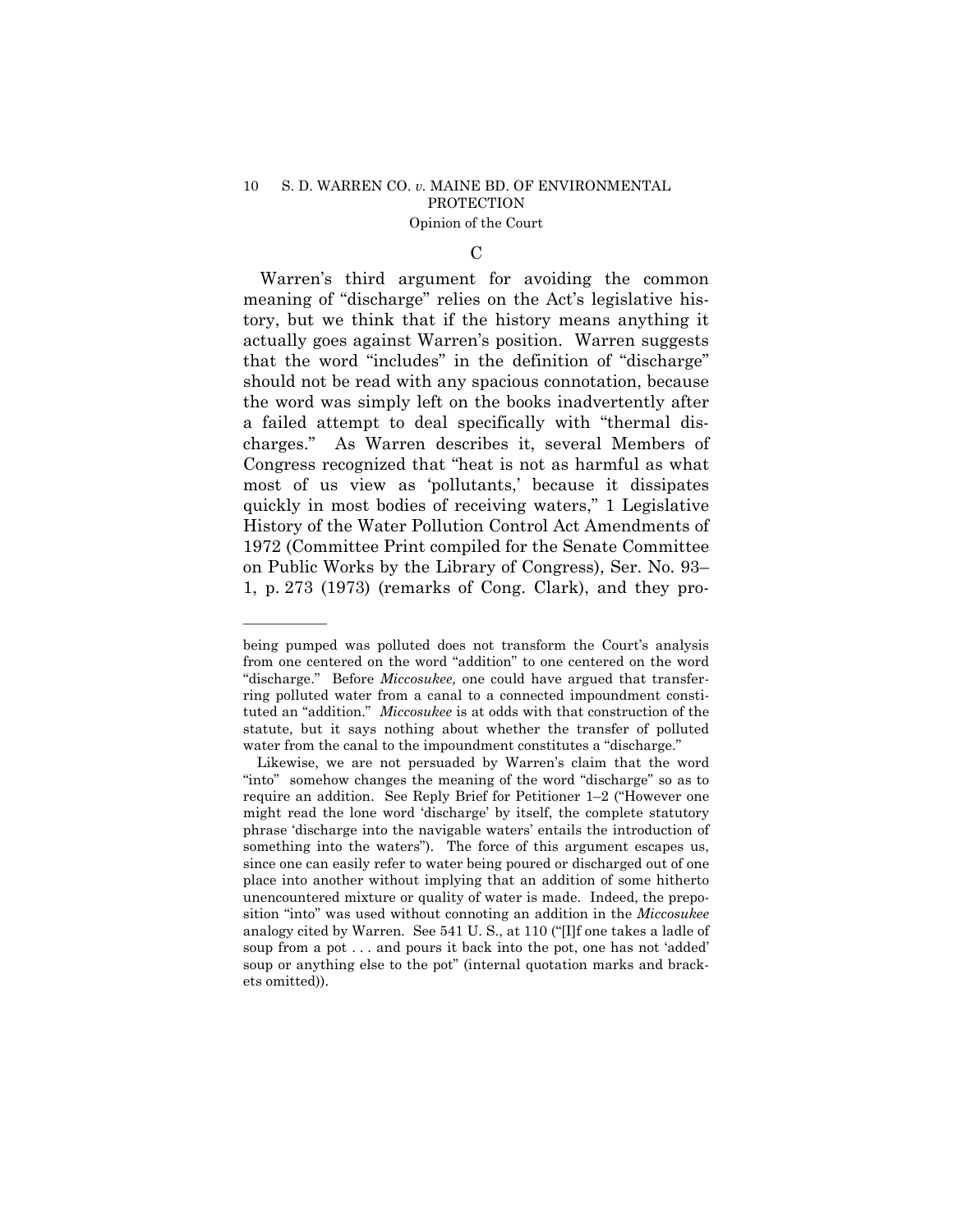### C

Warren's third argument for avoiding the common meaning of "discharge" relies on the Act's legislative history, but we think that if the history means anything it actually goes against Warren's position. Warren suggests that the word "includes" in the definition of "discharge" should not be read with any spacious connotation, because the word was simply left on the books inadvertently after a failed attempt to deal specifically with "thermal discharges." As Warren describes it, several Members of Congress recognized that "heat is not as harmful as what most of us view as 'pollutants,' because it dissipates quickly in most bodies of receiving waters," 1 Legislative History of the Water Pollution Control Act Amendments of 1972 (Committee Print compiled for the Senate Committee on Public Works by the Library of Congress), Ser. No. 93–1, p. 273 (1973) (remarks of Cong. Clark), and they pro-

---

being pumped was polluted does not transform the Court's analysis from one centered on the word "addition" to one centered on the word "discharge." Before *Miccosukee,* one could have argued that transferring polluted water from a canal to a connected impoundment constituted an "addition." *Miccosukee* is at odds with that construction of the statute, but it says nothing about whether the transfer of polluted water from the canal to the impoundment constitutes a "discharge."

Likewise, we are not persuaded by Warren's claim that the word "into" somehow changes the meaning of the word "discharge" so as to require an addition. See Reply Brief for Petitioner 1–2 ("However one might read the lone word 'discharge' by itself, the complete statutory phrase 'discharge into the navigable waters' entails the introduction of something into the waters"). The force of this argument escapes us, since one can easily refer to water being poured or discharged out of one place into another without implying that an addition of some hitherto unencountered mixture or quality of water is made. Indeed, the preposition "into" was used without connoting an addition in the *Miccosukee* analogy cited by Warren. See 541 U. S., at 110 ("[I]f one takes a ladle of soup from a pot . . . and pours it back into the pot, one has not 'added' soup or anything else to the pot" (internal quotation marks and brackets omitted)).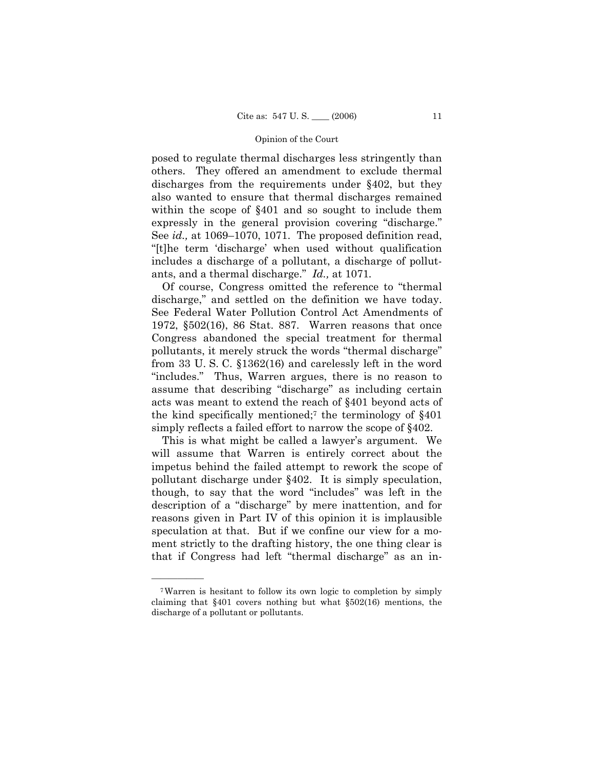posed to regulate thermal discharges less stringently than others. They offered an amendment to exclude thermal discharges from the requirements under §402, but they also wanted to ensure that thermal discharges remained within the scope of §401 and so sought to include them expressly in the general provision covering "discharge." See *id.,* at 1069–1070, 1071. The proposed definition read, "[t]he term 'discharge' when used without qualification includes a discharge of a pollutant, a discharge of pollutants, and a thermal discharge." *Id.,* at 1071.

Of course, Congress omitted the reference to "thermal discharge," and settled on the definition we have today. See Federal Water Pollution Control Act Amendments of 1972, §502(16), 86 Stat. 887. Warren reasons that once Congress abandoned the special treatment for thermal pollutants, it merely struck the words "thermal discharge" from 33 U. S. C. §1362(16) and carelessly left in the word "includes." Thus, Warren argues, there is no reason to assume that describing "discharge" as including certain acts was meant to extend the reach of §401 beyond acts of the kind specifically mentioned;[7] the terminology of §401 simply reflects a failed effort to narrow the scope of §402.

This is what might be called a lawyer's argument. We will assume that Warren is entirely correct about the impetus behind the failed attempt to rework the scope of pollutant discharge under §402. It is simply speculation, though, to say that the word "includes" was left in the description of a "discharge" by mere inattention, and for reasons given in Part IV of this opinion it is implausible speculation at that. But if we confine our view for a moment strictly to the drafting history, the one thing clear is that if Congress had left "thermal discharge" as an in-

---

[7] Warren is hesitant to follow its own logic to completion by simply claiming that §401 covers nothing but what §502(16) mentions, the discharge of a pollutant or pollutants.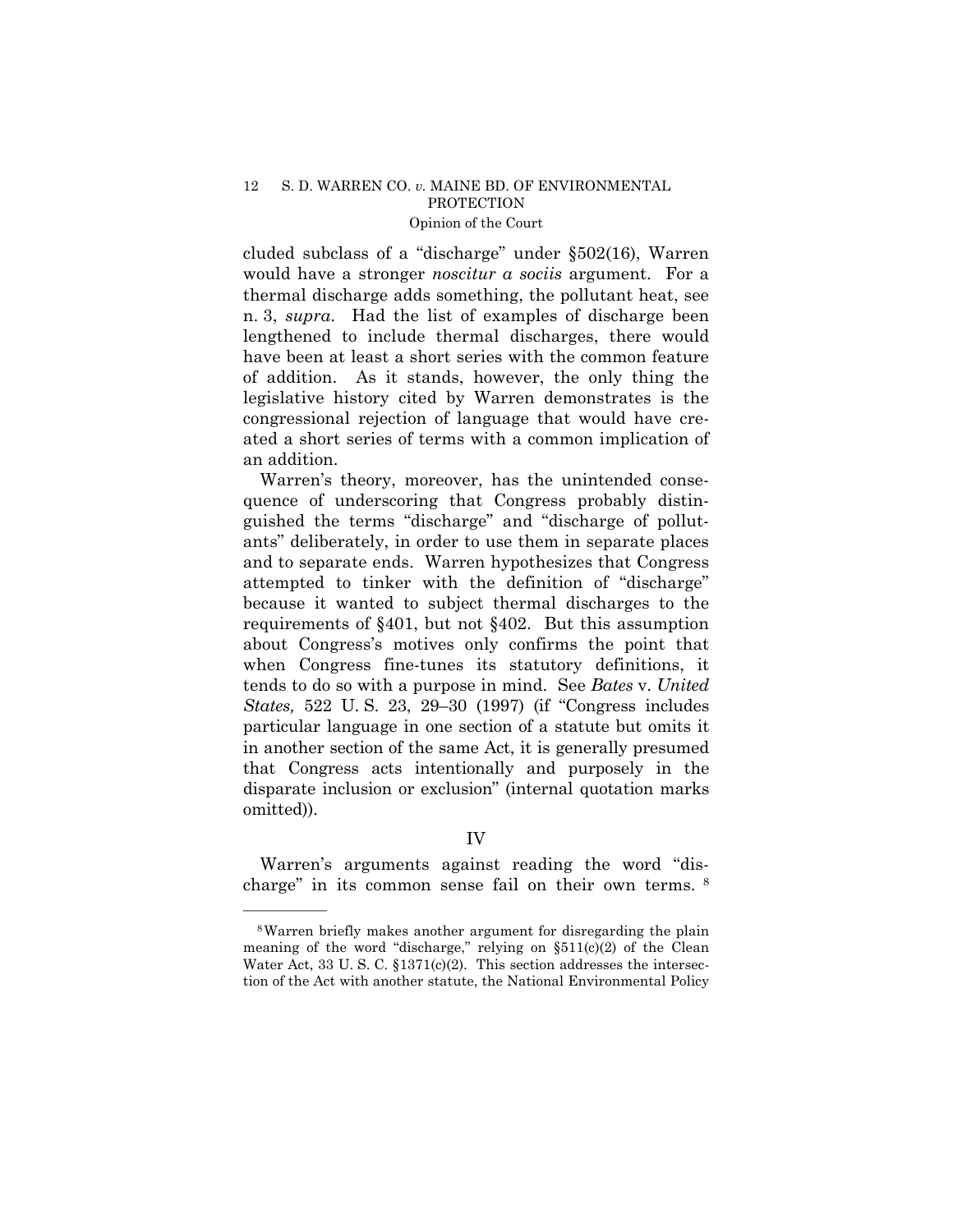cluded subclass of a "discharge" under §502(16), Warren would have a stronger *noscitur a sociis* argument. For a thermal discharge adds something, the pollutant heat, see n. 3, *supra*. Had the list of examples of discharge been lengthened to include thermal discharges, there would have been at least a short series with the common feature of addition. As it stands, however, the only thing the legislative history cited by Warren demonstrates is the congressional rejection of language that would have created a short series of terms with a common implication of an addition.

Warren's theory, moreover, has the unintended consequence of underscoring that Congress probably distinguished the terms "discharge" and "discharge of pollutants" deliberately, in order to use them in separate places and to separate ends. Warren hypothesizes that Congress attempted to tinker with the definition of "discharge" because it wanted to subject thermal discharges to the requirements of §401, but not §402. But this assumption about Congress's motives only confirms the point that when Congress fine-tunes its statutory definitions, it tends to do so with a purpose in mind. See *Bates* v. *United States,* 522 U. S. 23, 29–30 (1997) (if "Congress includes particular language in one section of a statute but omits it in another section of the same Act, it is generally presumed that Congress acts intentionally and purposely in the disparate inclusion or exclusion" (internal quotation marks omitted)).

## IV

Warren's arguments against reading the word "discharge" in its common sense fail on their own terms. [8]

---

[8] Warren briefly makes another argument for disregarding the plain meaning of the word "discharge," relying on §511(c)(2) of the Clean Water Act, 33 U. S. C. §1371(c)(2). This section addresses the intersection of the Act with another statute, the National Environmental Policy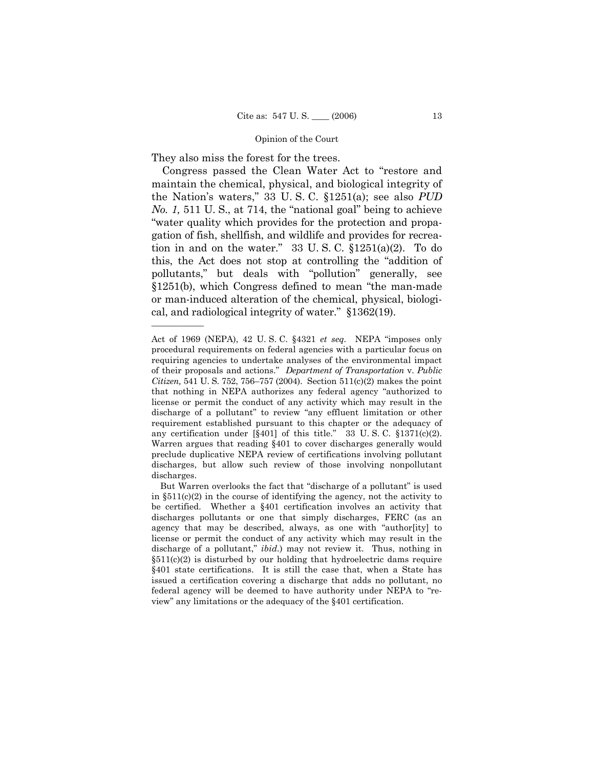They also miss the forest for the trees.

Congress passed the Clean Water Act to "restore and maintain the chemical, physical, and biological integrity of the Nation's waters," 33 U. S. C. §1251(a); see also *PUD No. 1,* 511 U. S., at 714, the "national goal" being to achieve "water quality which provides for the protection and propagation of fish, shellfish, and wildlife and provides for recreation in and on the water." 33 U. S. C. §1251(a)(2). To do this, the Act does not stop at controlling the "addition of pollutants," but deals with "pollution" generally, see §1251(b), which Congress defined to mean "the man-made or man-induced alteration of the chemical, physical, biological, and radiological integrity of water." §1362(19).

---

Act of 1969 (NEPA), 42 U. S. C. §4321 *et seq*. NEPA "imposes only procedural requirements on federal agencies with a particular focus on requiring agencies to undertake analyses of the environmental impact of their proposals and actions." *Department of Transportation* v. *Public Citizen,* 541 U. S. 752, 756–757 (2004). Section 511(c)(2) makes the point that nothing in NEPA authorizes any federal agency "authorized to license or permit the conduct of any activity which may result in the discharge of a pollutant" to review "any effluent limitation or other requirement established pursuant to this chapter or the adequacy of any certification under [§401] of this title." 33 U. S. C. §1371(c)(2). Warren argues that reading §401 to cover discharges generally would preclude duplicative NEPA review of certifications involving pollutant discharges, but allow such review of those involving nonpollutant discharges.

But Warren overlooks the fact that "discharge of a pollutant" is used in §511(c)(2) in the course of identifying the agency, not the activity to be certified. Whether a §401 certification involves an activity that discharges pollutants or one that simply discharges, FERC (as an agency that may be described, always, as one with "author[ity] to license or permit the conduct of any activity which may result in the discharge of a pollutant," *ibid*.) may not review it. Thus, nothing in §511(c)(2) is disturbed by our holding that hydroelectric dams require §401 state certifications. It is still the case that, when a State has issued a certification covering a discharge that adds no pollutant, no federal agency will be deemed to have authority under NEPA to "review" any limitations or the adequacy of the §401 certification.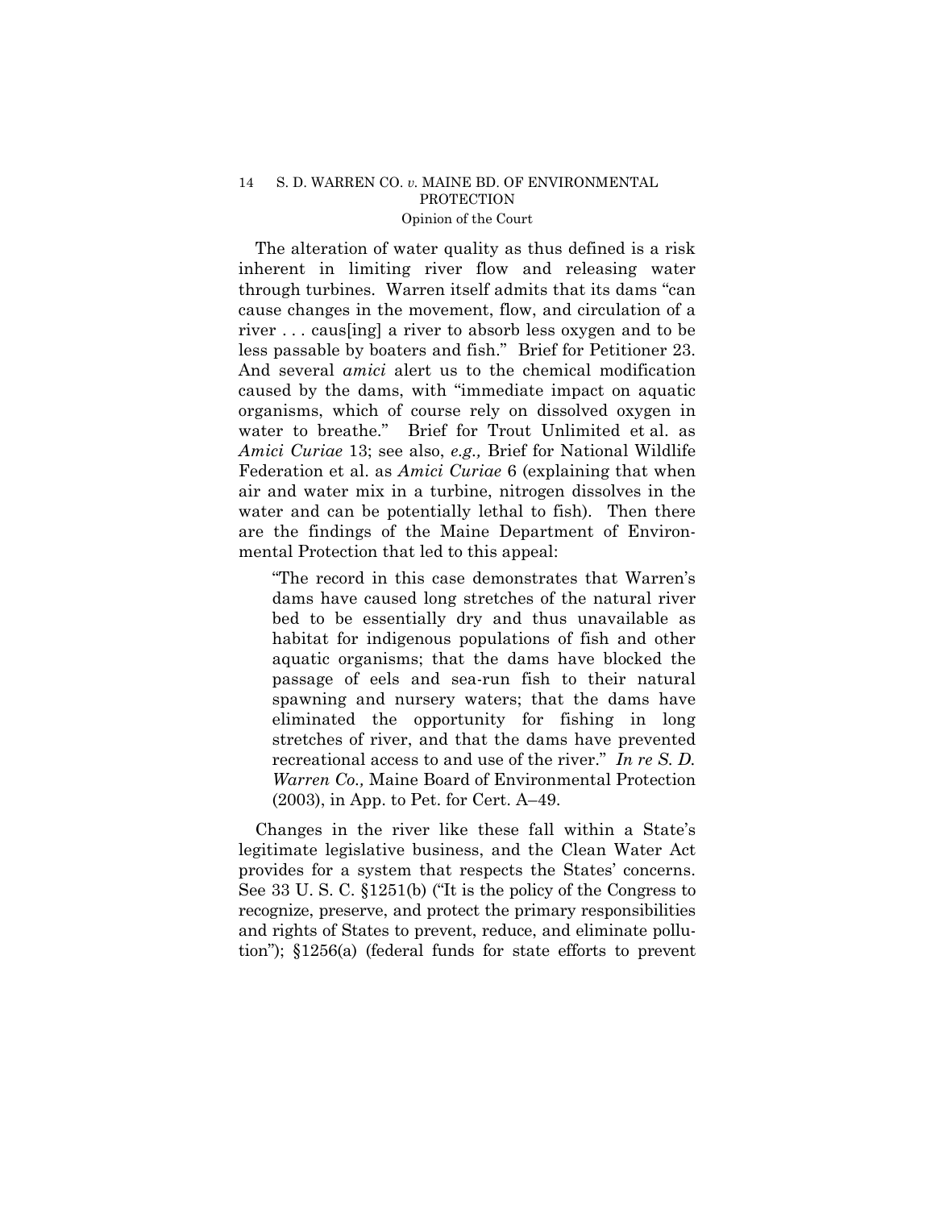The alteration of water quality as thus defined is a risk inherent in limiting river flow and releasing water through turbines. Warren itself admits that its dams "can cause changes in the movement, flow, and circulation of a river . . . caus[ing] a river to absorb less oxygen and to be less passable by boaters and fish." Brief for Petitioner 23. And several *amici* alert us to the chemical modification caused by the dams, with "immediate impact on aquatic organisms, which of course rely on dissolved oxygen in water to breathe." Brief for Trout Unlimited et al. as *Amici Curiae* 13; see also, *e.g.,* Brief for National Wildlife Federation et al. as *Amici Curiae* 6 (explaining that when air and water mix in a turbine, nitrogen dissolves in the water and can be potentially lethal to fish). Then there are the findings of the Maine Department of Environmental Protection that led to this appeal:

> "The record in this case demonstrates that Warren's dams have caused long stretches of the natural river bed to be essentially dry and thus unavailable as habitat for indigenous populations of fish and other aquatic organisms; that the dams have blocked the passage of eels and sea-run fish to their natural spawning and nursery waters; that the dams have eliminated the opportunity for fishing in long stretches of river, and that the dams have prevented recreational access to and use of the river." *In re S. D. Warren Co.,* Maine Board of Environmental Protection (2003), in App. to Pet. for Cert. A–49.

Changes in the river like these fall within a State's legitimate legislative business, and the Clean Water Act provides for a system that respects the States' concerns. See 33 U. S. C. §1251(b) ("It is the policy of the Congress to recognize, preserve, and protect the primary responsibilities and rights of States to prevent, reduce, and eliminate pollution"); §1256(a) (federal funds for state efforts to prevent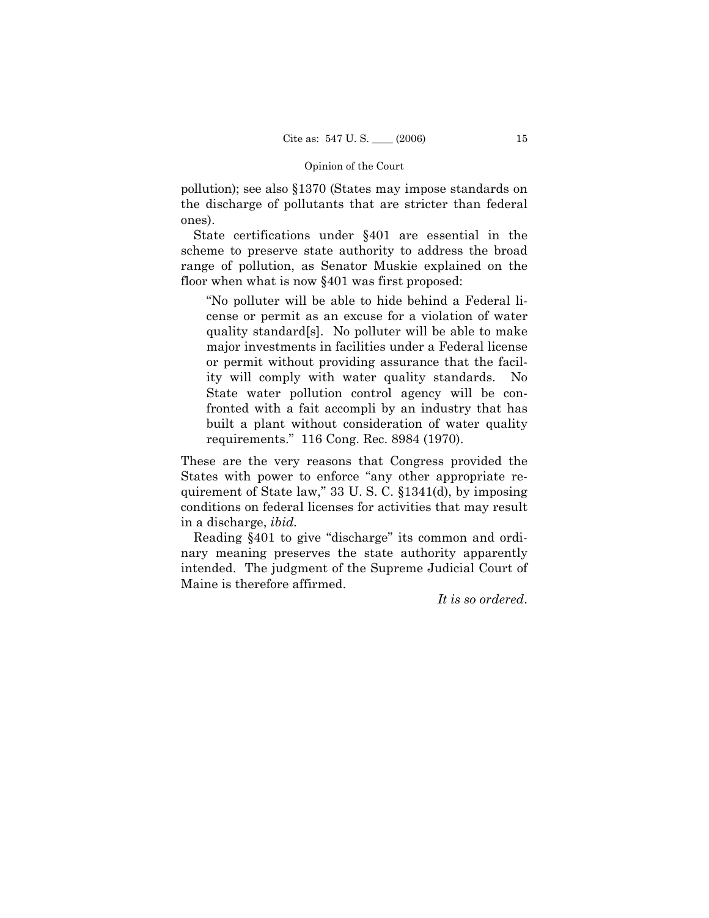pollution); see also §1370 (States may impose standards on the discharge of pollutants that are stricter than federal ones).

State certifications under §401 are essential in the scheme to preserve state authority to address the broad range of pollution, as Senator Muskie explained on the floor when what is now §401 was first proposed:

> "No polluter will be able to hide behind a Federal license or permit as an excuse for a violation of water quality standard[s]. No polluter will be able to make major investments in facilities under a Federal license or permit without providing assurance that the facility will comply with water quality standards. No State water pollution control agency will be confronted with a fait accompli by an industry that has built a plant without consideration of water quality requirements." 116 Cong. Rec. 8984 (1970).

These are the very reasons that Congress provided the States with power to enforce "any other appropriate requirement of State law," 33 U. S. C. §1341(d), by imposing conditions on federal licenses for activities that may result in a discharge, *ibid.*

Reading §401 to give "discharge" its common and ordinary meaning preserves the state authority apparently intended. The judgment of the Supreme Judicial Court of Maine is therefore affirmed.

*It is so ordered.*